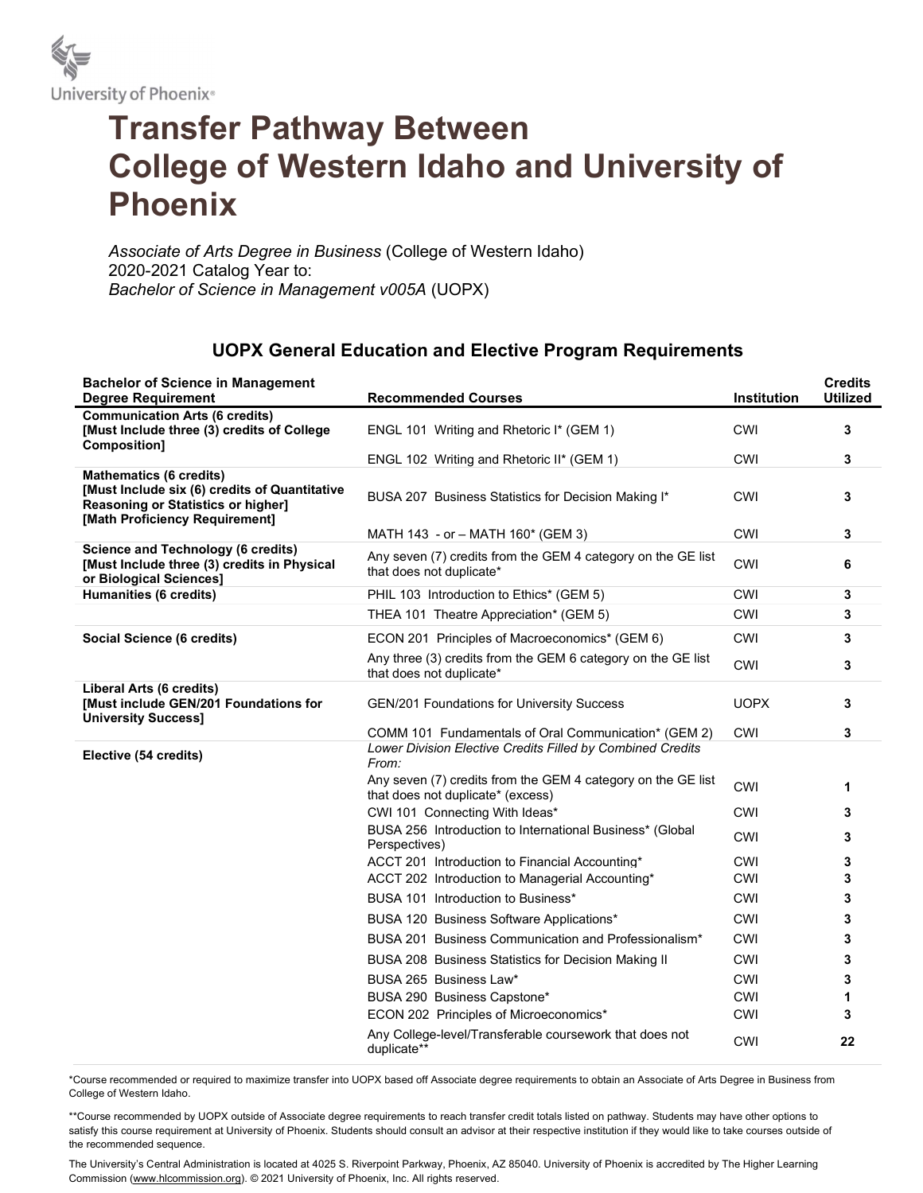University of Phoenix®

# Transfer Pathway Between College of Western Idaho and University of Phoenix

*Associate of Arts Degree in Business* (College of Western Idaho)
2020-2021 Catalog Year to:
*Bachelor of Science in Management v005A* (UOPX)

## UOPX General Education and Elective Program Requirements

| Bachelor of Science in Management Degree Requirement | Recommended Courses | Institution | Credits Utilized |
|---|---|---|---|
| **Communication Arts (6 credits) [Must Include three (3) credits of College Composition]** | ENGL 101 Writing and Rhetoric I* (GEM 1) | CWI | **3** |
| | ENGL 102 Writing and Rhetoric II* (GEM 1) | CWI | **3** |
| **Mathematics (6 credits) [Must Include six (6) credits of Quantitative Reasoning or Statistics or higher] [Math Proficiency Requirement]** | BUSA 207 Business Statistics for Decision Making I* | CWI | **3** |
| | MATH 143 - or – MATH 160* (GEM 3) | CWI | **3** |
| **Science and Technology (6 credits) [Must Include three (3) credits in Physical or Biological Sciences]** | Any seven (7) credits from the GEM 4 category on the GE list that does not duplicate* | CWI | **6** |
| **Humanities (6 credits)** | PHIL 103 Introduction to Ethics* (GEM 5) | CWI | **3** |
| | THEA 101 Theatre Appreciation* (GEM 5) | CWI | **3** |
| **Social Science (6 credits)** | ECON 201 Principles of Macroeconomics* (GEM 6) | CWI | **3** |
| | Any three (3) credits from the GEM 6 category on the GE list that does not duplicate* | CWI | **3** |
| **Liberal Arts (6 credits) [Must include GEN/201 Foundations for University Success]** | GEN/201 Foundations for University Success | UOPX | **3** |
| | COMM 101 Fundamentals of Oral Communication* (GEM 2) | CWI | **3** |
| **Elective (54 credits)** | *Lower Division Elective Credits Filled by Combined Credits From:* | | |
| | Any seven (7) credits from the GEM 4 category on the GE list that does not duplicate* (excess) | CWI | **1** |
| | CWI 101 Connecting With Ideas* | CWI | **3** |
| | BUSA 256 Introduction to International Business* (Global Perspectives) | CWI | **3** |
| | ACCT 201 Introduction to Financial Accounting* | CWI | **3** |
| | ACCT 202 Introduction to Managerial Accounting* | CWI | **3** |
| | BUSA 101 Introduction to Business* | CWI | **3** |
| | BUSA 120 Business Software Applications* | CWI | **3** |
| | BUSA 201 Business Communication and Professionalism* | CWI | **3** |
| | BUSA 208 Business Statistics for Decision Making II | CWI | **3** |
| | BUSA 265 Business Law* | CWI | **3** |
| | BUSA 290 Business Capstone* | CWI | **1** |
| | ECON 202 Principles of Microeconomics* | CWI | **3** |
| | Any College-level/Transferable coursework that does not duplicate** | CWI | **22** |

*Course recommended or required to maximize transfer into UOPX based off Associate degree requirements to obtain an Associate of Arts Degree in Business from College of Western Idaho.

**Course recommended by UOPX outside of Associate degree requirements to reach transfer credit totals listed on pathway. Students may have other options to satisfy this course requirement at University of Phoenix. Students should consult an advisor at their respective institution if they would like to take courses outside of the recommended sequence.

The University's Central Administration is located at 4025 S. Riverpoint Parkway, Phoenix, AZ 85040. University of Phoenix is accredited by The Higher Learning Commission (www.hlcommission.org). © 2021 University of Phoenix, Inc. All rights reserved.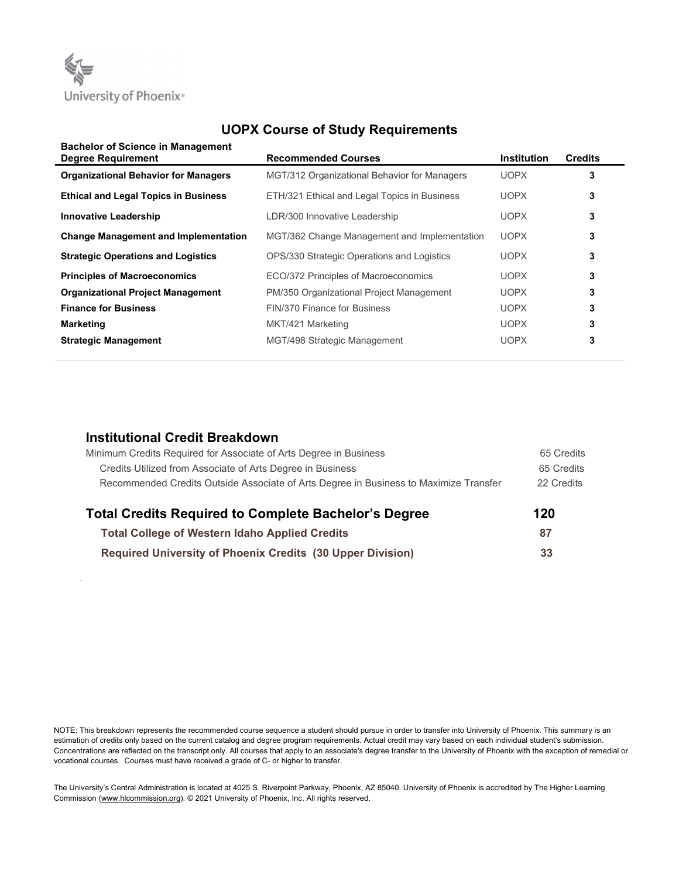University of Phoenix®

## UOPX Course of Study Requirements

| Bachelor of Science in Management Degree Requirement | Recommended Courses | Institution | Credits |
|---|---|---|---|
| **Organizational Behavior for Managers** | MGT/312 Organizational Behavior for Managers | UOPX | **3** |
| **Ethical and Legal Topics in Business** | ETH/321 Ethical and Legal Topics in Business | UOPX | **3** |
| **Innovative Leadership** | LDR/300 Innovative Leadership | UOPX | **3** |
| **Change Management and Implementation** | MGT/362 Change Management and Implementation | UOPX | **3** |
| **Strategic Operations and Logistics** | OPS/330 Strategic Operations and Logistics | UOPX | **3** |
| **Principles of Macroeconomics** | ECO/372 Principles of Macroeconomics | UOPX | **3** |
| **Organizational Project Management** | PM/350 Organizational Project Management | UOPX | **3** |
| **Finance for Business** | FIN/370 Finance for Business | UOPX | **3** |
| **Marketing** | MKT/421 Marketing | UOPX | **3** |
| **Strategic Management** | MGT/498 Strategic Management | UOPX | **3** |

### Institutional Credit Breakdown

| | |
|---|---|
| Minimum Credits Required for Associate of Arts Degree in Business | 65 Credits |
| Credits Utilized from Associate of Arts Degree in Business | 65 Credits |
| Recommended Credits Outside Associate of Arts Degree in Business to Maximize Transfer | 22 Credits |
| **Total Credits Required to Complete Bachelor's Degree** | **120** |
| **Total College of Western Idaho Applied Credits** | **87** |
| **Required University of Phoenix Credits (30 Upper Division)** | **33** |

NOTE: This breakdown represents the recommended course sequence a student should pursue in order to transfer into University of Phoenix. This summary is an estimation of credits only based on the current catalog and degree program requirements. Actual credit may vary based on each individual student's submission. Concentrations are reflected on the transcript only. All courses that apply to an associate's degree transfer to the University of Phoenix with the exception of remedial or vocational courses. Courses must have received a grade of C- or higher to transfer.

The University's Central Administration is located at 4025 S. Riverpoint Parkway, Phoenix, AZ 85040. University of Phoenix is accredited by The Higher Learning Commission (www.hlcommission.org). © 2021 University of Phoenix, Inc. All rights reserved.